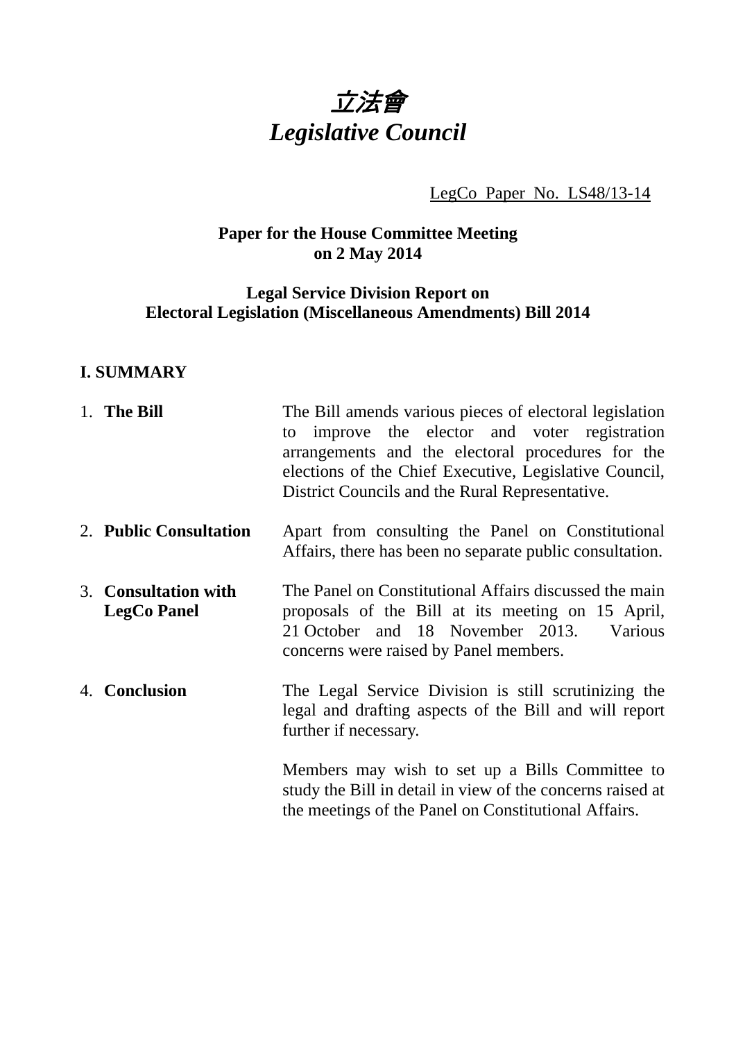*立法會*
*Legislative Council*

LegCo Paper No. LS48/13-14

**Paper for the House Committee Meeting on 2 May 2014**

**Legal Service Division Report on Electoral Legislation (Miscellaneous Amendments) Bill 2014**

## I. SUMMARY

| | |
|---|---|
| 1. **The Bill** | The Bill amends various pieces of electoral legislation to improve the elector and voter registration arrangements and the electoral procedures for the elections of the Chief Executive, Legislative Council, District Councils and the Rural Representative. |
| 2. **Public Consultation** | Apart from consulting the Panel on Constitutional Affairs, there has been no separate public consultation. |
| 3. **Consultation with LegCo Panel** | The Panel on Constitutional Affairs discussed the main proposals of the Bill at its meeting on 15 April, 21 October and 18 November 2013. Various concerns were raised by Panel members. |
| 4. **Conclusion** | The Legal Service Division is still scrutinizing the legal and drafting aspects of the Bill and will report further if necessary.<br><br>Members may wish to set up a Bills Committee to study the Bill in detail in view of the concerns raised at the meetings of the Panel on Constitutional Affairs. |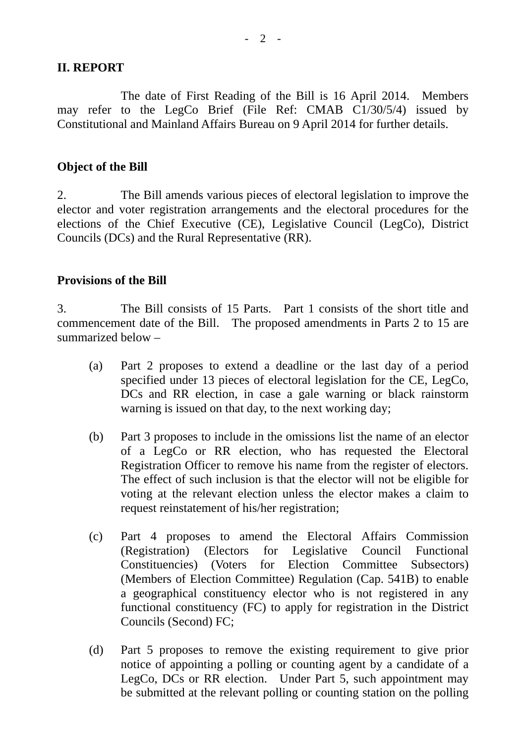## II. REPORT

The date of First Reading of the Bill is 16 April 2014. Members may refer to the LegCo Brief (File Ref: CMAB C1/30/5/4) issued by Constitutional and Mainland Affairs Bureau on 9 April 2014 for further details.

### Object of the Bill

2. The Bill amends various pieces of electoral legislation to improve the elector and voter registration arrangements and the electoral procedures for the elections of the Chief Executive (CE), Legislative Council (LegCo), District Councils (DCs) and the Rural Representative (RR).

### Provisions of the Bill

3. The Bill consists of 15 Parts. Part 1 consists of the short title and commencement date of the Bill. The proposed amendments in Parts 2 to 15 are summarized below –

(a) Part 2 proposes to extend a deadline or the last day of a period specified under 13 pieces of electoral legislation for the CE, LegCo, DCs and RR election, in case a gale warning or black rainstorm warning is issued on that day, to the next working day;

(b) Part 3 proposes to include in the omissions list the name of an elector of a LegCo or RR election, who has requested the Electoral Registration Officer to remove his name from the register of electors. The effect of such inclusion is that the elector will not be eligible for voting at the relevant election unless the elector makes a claim to request reinstatement of his/her registration;

(c) Part 4 proposes to amend the Electoral Affairs Commission (Registration) (Electors for Legislative Council Functional Constituencies) (Voters for Election Committee Subsectors) (Members of Election Committee) Regulation (Cap. 541B) to enable a geographical constituency elector who is not registered in any functional constituency (FC) to apply for registration in the District Councils (Second) FC;

(d) Part 5 proposes to remove the existing requirement to give prior notice of appointing a polling or counting agent by a candidate of a LegCo, DCs or RR election. Under Part 5, such appointment may be submitted at the relevant polling or counting station on the polling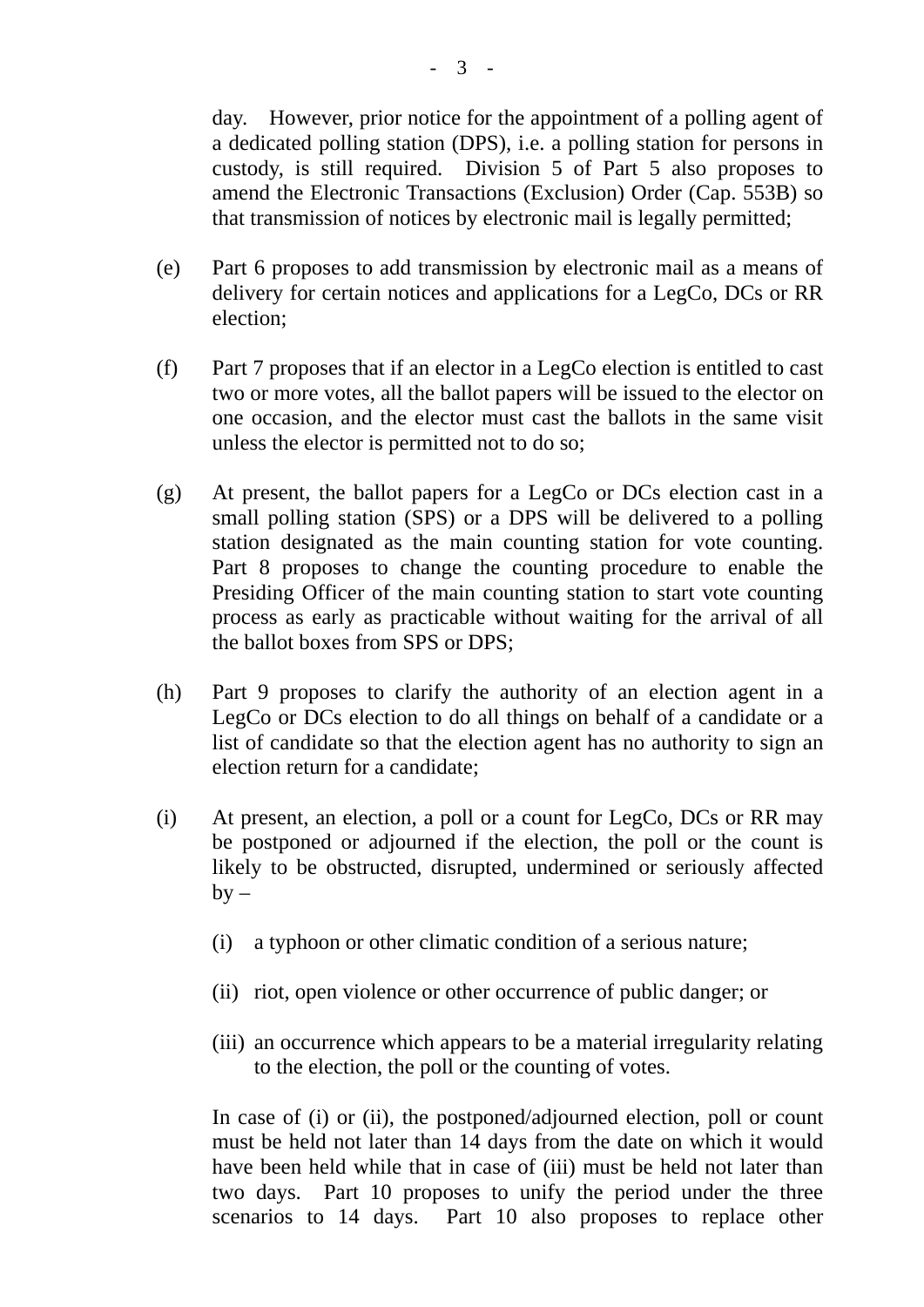day. However, prior notice for the appointment of a polling agent of a dedicated polling station (DPS), i.e. a polling station for persons in custody, is still required. Division 5 of Part 5 also proposes to amend the Electronic Transactions (Exclusion) Order (Cap. 553B) so that transmission of notices by electronic mail is legally permitted;

(e) Part 6 proposes to add transmission by electronic mail as a means of delivery for certain notices and applications for a LegCo, DCs or RR election;

(f) Part 7 proposes that if an elector in a LegCo election is entitled to cast two or more votes, all the ballot papers will be issued to the elector on one occasion, and the elector must cast the ballots in the same visit unless the elector is permitted not to do so;

(g) At present, the ballot papers for a LegCo or DCs election cast in a small polling station (SPS) or a DPS will be delivered to a polling station designated as the main counting station for vote counting. Part 8 proposes to change the counting procedure to enable the Presiding Officer of the main counting station to start vote counting process as early as practicable without waiting for the arrival of all the ballot boxes from SPS or DPS;

(h) Part 9 proposes to clarify the authority of an election agent in a LegCo or DCs election to do all things on behalf of a candidate or a list of candidate so that the election agent has no authority to sign an election return for a candidate;

(i) At present, an election, a poll or a count for LegCo, DCs or RR may be postponed or adjourned if the election, the poll or the count is likely to be obstructed, disrupted, undermined or seriously affected by –

   (i) a typhoon or other climatic condition of a serious nature;

   (ii) riot, open violence or other occurrence of public danger; or

   (iii) an occurrence which appears to be a material irregularity relating to the election, the poll or the counting of votes.

   In case of (i) or (ii), the postponed/adjourned election, poll or count must be held not later than 14 days from the date on which it would have been held while that in case of (iii) must be held not later than two days. Part 10 proposes to unify the period under the three scenarios to 14 days. Part 10 also proposes to replace other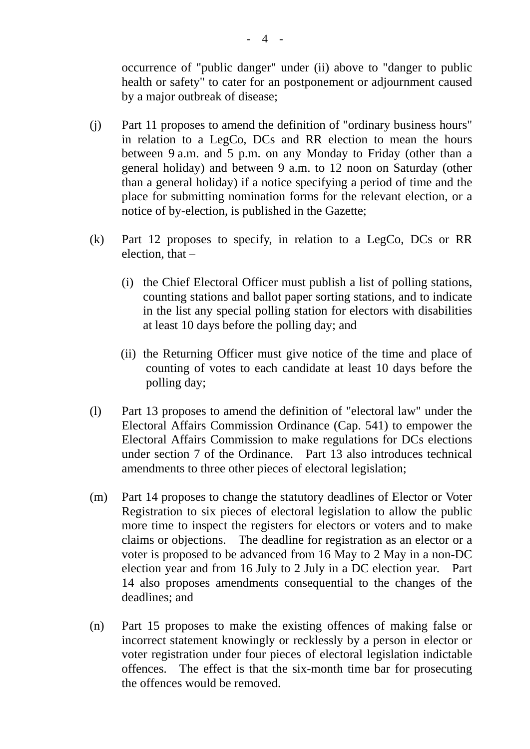occurrence of "public danger" under (ii) above to "danger to public health or safety" to cater for an postponement or adjournment caused by a major outbreak of disease;

(j) Part 11 proposes to amend the definition of "ordinary business hours" in relation to a LegCo, DCs and RR election to mean the hours between 9 a.m. and 5 p.m. on any Monday to Friday (other than a general holiday) and between 9 a.m. to 12 noon on Saturday (other than a general holiday) if a notice specifying a period of time and the place for submitting nomination forms for the relevant election, or a notice of by-election, is published in the Gazette;

(k) Part 12 proposes to specify, in relation to a LegCo, DCs or RR election, that –

  (i) the Chief Electoral Officer must publish a list of polling stations, counting stations and ballot paper sorting stations, and to indicate in the list any special polling station for electors with disabilities at least 10 days before the polling day; and

  (ii) the Returning Officer must give notice of the time and place of counting of votes to each candidate at least 10 days before the polling day;

(l) Part 13 proposes to amend the definition of "electoral law" under the Electoral Affairs Commission Ordinance (Cap. 541) to empower the Electoral Affairs Commission to make regulations for DCs elections under section 7 of the Ordinance. Part 13 also introduces technical amendments to three other pieces of electoral legislation;

(m) Part 14 proposes to change the statutory deadlines of Elector or Voter Registration to six pieces of electoral legislation to allow the public more time to inspect the registers for electors or voters and to make claims or objections. The deadline for registration as an elector or a voter is proposed to be advanced from 16 May to 2 May in a non-DC election year and from 16 July to 2 July in a DC election year. Part 14 also proposes amendments consequential to the changes of the deadlines; and

(n) Part 15 proposes to make the existing offences of making false or incorrect statement knowingly or recklessly by a person in elector or voter registration under four pieces of electoral legislation indictable offences. The effect is that the six-month time bar for prosecuting the offences would be removed.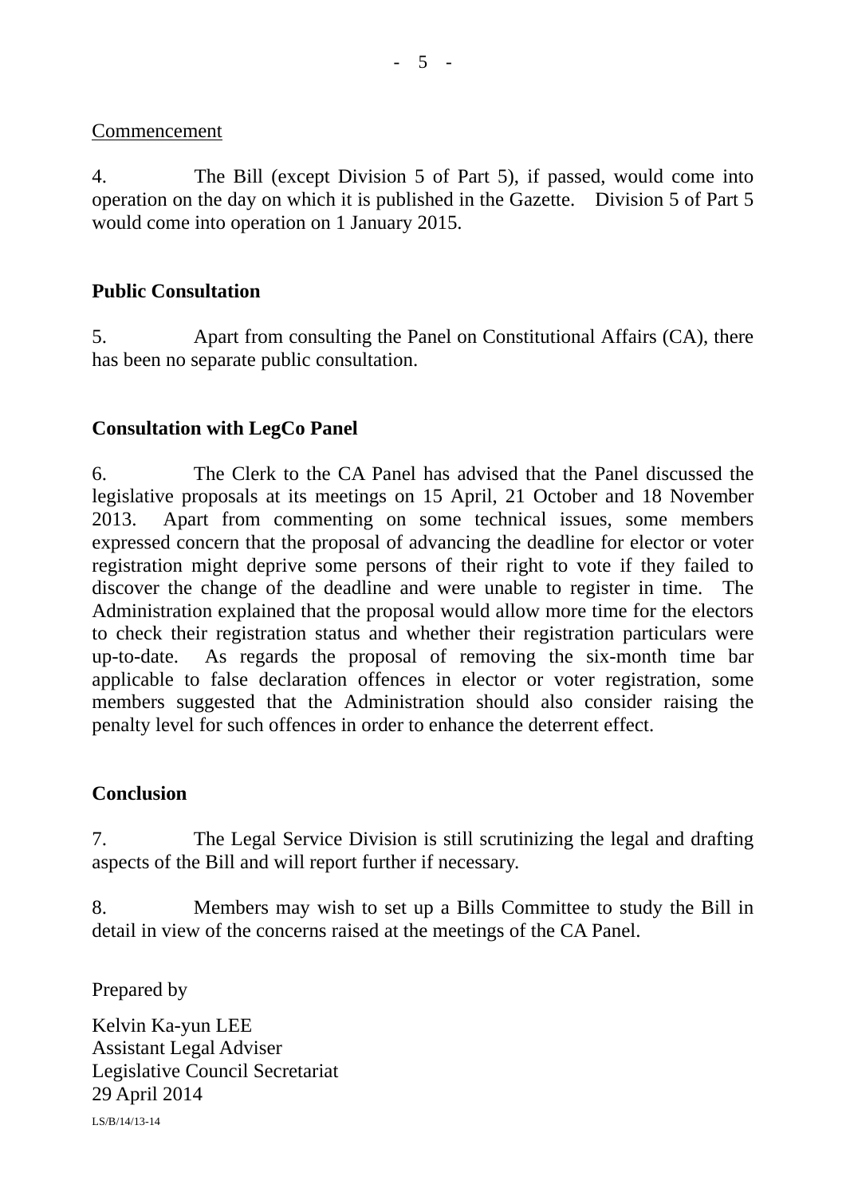Commencement

4. The Bill (except Division 5 of Part 5), if passed, would come into operation on the day on which it is published in the Gazette. Division 5 of Part 5 would come into operation on 1 January 2015.

**Public Consultation**

5. Apart from consulting the Panel on Constitutional Affairs (CA), there has been no separate public consultation.

**Consultation with LegCo Panel**

6. The Clerk to the CA Panel has advised that the Panel discussed the legislative proposals at its meetings on 15 April, 21 October and 18 November 2013. Apart from commenting on some technical issues, some members expressed concern that the proposal of advancing the deadline for elector or voter registration might deprive some persons of their right to vote if they failed to discover the change of the deadline and were unable to register in time. The Administration explained that the proposal would allow more time for the electors to check their registration status and whether their registration particulars were up-to-date. As regards the proposal of removing the six-month time bar applicable to false declaration offences in elector or voter registration, some members suggested that the Administration should also consider raising the penalty level for such offences in order to enhance the deterrent effect.

**Conclusion**

7. The Legal Service Division is still scrutinizing the legal and drafting aspects of the Bill and will report further if necessary.

8. Members may wish to set up a Bills Committee to study the Bill in detail in view of the concerns raised at the meetings of the CA Panel.

Prepared by

Kelvin Ka-yun LEE
Assistant Legal Adviser
Legislative Council Secretariat
29 April 2014

LS/B/14/13-14